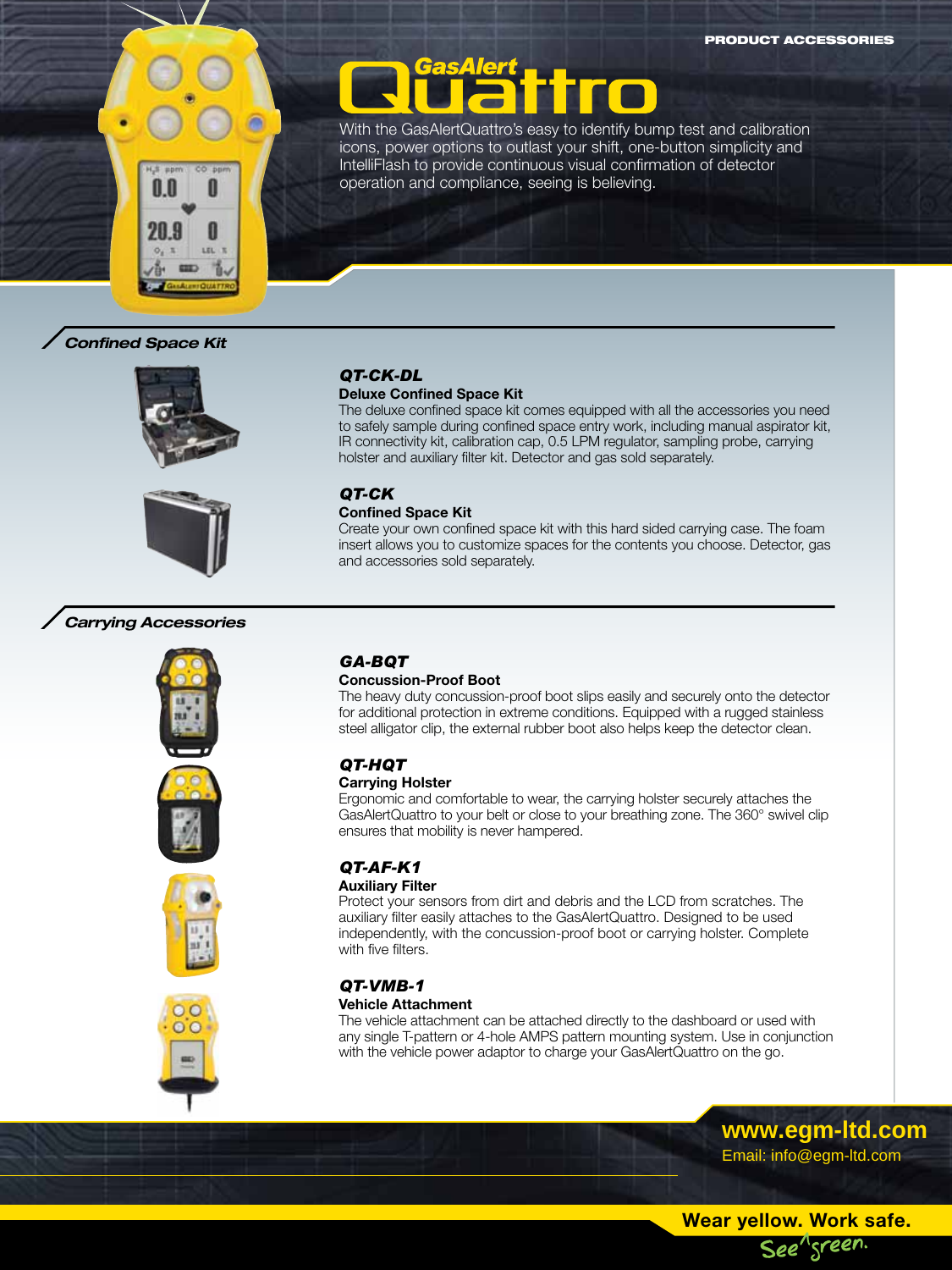PRODUCT ACCESSORIES

# GasAlert Quattro

With the GasAlertQuattro's easy to identify bump test and calibration icons, power options to outlast your shift, one-button simplicity and IntelliFlash to provide continuous visual confirmation of detector operation and compliance, seeing is believing.

## Confined Space Kit

### QT-CK-DL

**Deluxe Confined Space Kit**

The deluxe confined space kit comes equipped with all the accessories you need to safely sample during confined space entry work, including manual aspirator kit, IR connectivity kit, calibration cap, 0.5 LPM regulator, sampling probe, carrying holster and auxiliary filter kit. Detector and gas sold separately.

### QT-CK

**Confined Space Kit**

Create your own confined space kit with this hard sided carrying case. The foam insert allows you to customize spaces for the contents you choose. Detector, gas and accessories sold separately.

## Carrying Accessories

### GA-BQT

**Concussion-Proof Boot**

The heavy duty concussion-proof boot slips easily and securely onto the detector for additional protection in extreme conditions. Equipped with a rugged stainless steel alligator clip, the external rubber boot also helps keep the detector clean.

### QT-HQT

**Carrying Holster**

Ergonomic and comfortable to wear, the carrying holster securely attaches the GasAlertQuattro to your belt or close to your breathing zone. The 360° swivel clip ensures that mobility is never hampered.

### QT-AF-K1

**Auxiliary Filter**

Protect your sensors from dirt and debris and the LCD from scratches. The auxiliary filter easily attaches to the GasAlertQuattro. Designed to be used independently, with the concussion-proof boot or carrying holster. Complete with five filters.

### QT-VMB-1

**Vehicle Attachment**

The vehicle attachment can be attached directly to the dashboard or used with any single T-pattern or 4-hole AMPS pattern mounting system. Use in conjunction with the vehicle power adaptor to charge your GasAlertQuattro on the go.

www.egm-ltd.com
Email: info@egm-ltd.com

Wear yellow. Work safe.
See green.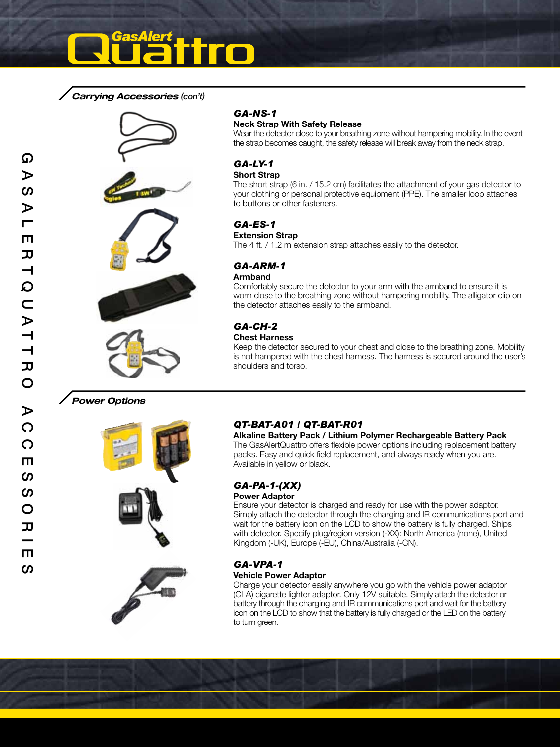## *Carrying Accessories (con't)*

### *GA-NS-1*

**Neck Strap With Safety Release**

Wear the detector close to your breathing zone without hampering mobility. In the event the strap becomes caught, the safety release will break away from the neck strap.

### *GA-LY-1*

**Short Strap**

The short strap (6 in. / 15.2 cm) facilitates the attachment of your gas detector to your clothing or personal protective equipment (PPE). The smaller loop attaches to buttons or other fasteners.

### *GA-ES-1*

**Extension Strap**

The 4 ft. / 1.2 m extension strap attaches easily to the detector.

### *GA-ARM-1*

**Armband**

Comfortably secure the detector to your arm with the armband to ensure it is worn close to the breathing zone without hampering mobility. The alligator clip on the detector attaches easily to the armband.

### *GA-CH-2*

**Chest Harness**

Keep the detector secured to your chest and close to the breathing zone. Mobility is not hampered with the chest harness. The harness is secured around the user's shoulders and torso.

## *Power Options*

### *QT-BAT-A01 / QT-BAT-R01*

**Alkaline Battery Pack / Lithium Polymer Rechargeable Battery Pack**

The GasAlertQuattro offers flexible power options including replacement battery packs. Easy and quick field replacement, and always ready when you are. Available in yellow or black.

### *GA-PA-1-(XX)*

**Power Adaptor**

Ensure your detector is charged and ready for use with the power adaptor. Simply attach the detector through the charging and IR communications port and wait for the battery icon on the LCD to show the battery is fully charged. Ships with detector. Specify plug/region version (-XX): North America (none), United Kingdom (-UK), Europe (-EU), China/Australia (-CN).

### *GA-VPA-1*

**Vehicle Power Adaptor**

Charge your detector easily anywhere you go with the vehicle power adaptor (CLA) cigarette lighter adaptor. Only 12V suitable. Simply attach the detector or battery through the charging and IR communications port and wait for the battery icon on the LCD to show that the battery is fully charged or the LED on the battery to turn green.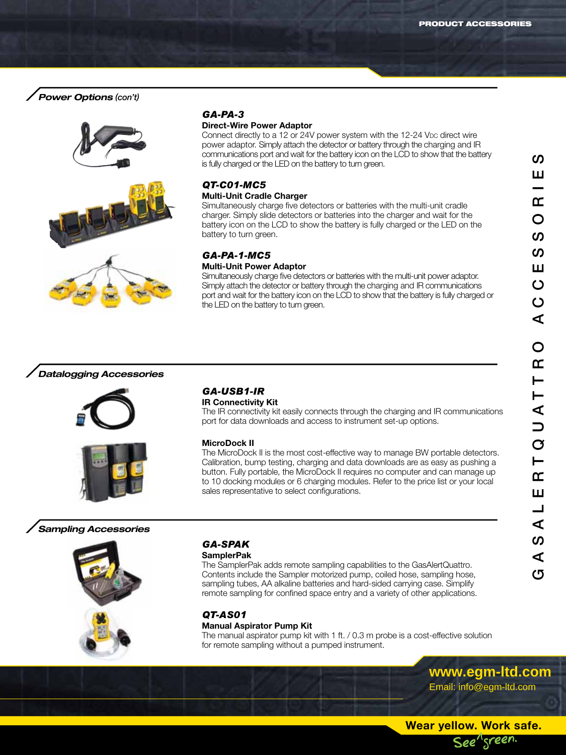## Power Options (con't)

### GA-PA-3

**Direct-Wire Power Adaptor**

Connect directly to a 12 or 24V power system with the 12-24 V DC direct wire power adaptor. Simply attach the detector or battery through the charging and IR communications port and wait for the battery icon on the LCD to show that the battery is fully charged or the LED on the battery to turn green.

### QT-C01-MC5

**Multi-Unit Cradle Charger**

Simultaneously charge five detectors or batteries with the multi-unit cradle charger. Simply slide detectors or batteries into the charger and wait for the battery icon on the LCD to show the battery is fully charged or the LED on the battery to turn green.

### GA-PA-1-MC5

**Multi-Unit Power Adaptor**

Simultaneously charge five detectors or batteries with the multi-unit power adaptor. Simply attach the detector or battery through the charging and IR communications port and wait for the battery icon on the LCD to show that the battery is fully charged or the LED on the battery to turn green.

## Datalogging Accessories

### GA-USB1-IR

**IR Connectivity Kit**

The IR connectivity kit easily connects through the charging and IR communications port for data downloads and access to instrument set-up options.

**MicroDock II**

The MicroDock II is the most cost-effective way to manage BW portable detectors. Calibration, bump testing, charging and data downloads are as easy as pushing a button. Fully portable, the MicroDock II requires no computer and can manage up to 10 docking modules or 6 charging modules. Refer to the price list or your local sales representative to select configurations.

## Sampling Accessories

### GA-SPAK

**SamplerPak**

The SamplerPak adds remote sampling capabilities to the GasAlertQuattro. Contents include the Sampler motorized pump, coiled hose, sampling hose, sampling tubes, AA alkaline batteries and hard-sided carrying case. Simplify remote sampling for confined space entry and a variety of other applications.

### QT-AS01

**Manual Aspirator Pump Kit**

The manual aspirator pump kit with 1 ft. / 0.3 m probe is a cost-effective solution for remote sampling without a pumped instrument.

www.egm-ltd.com
Email: info@egm-ltd.com

Wear yellow. Work safe.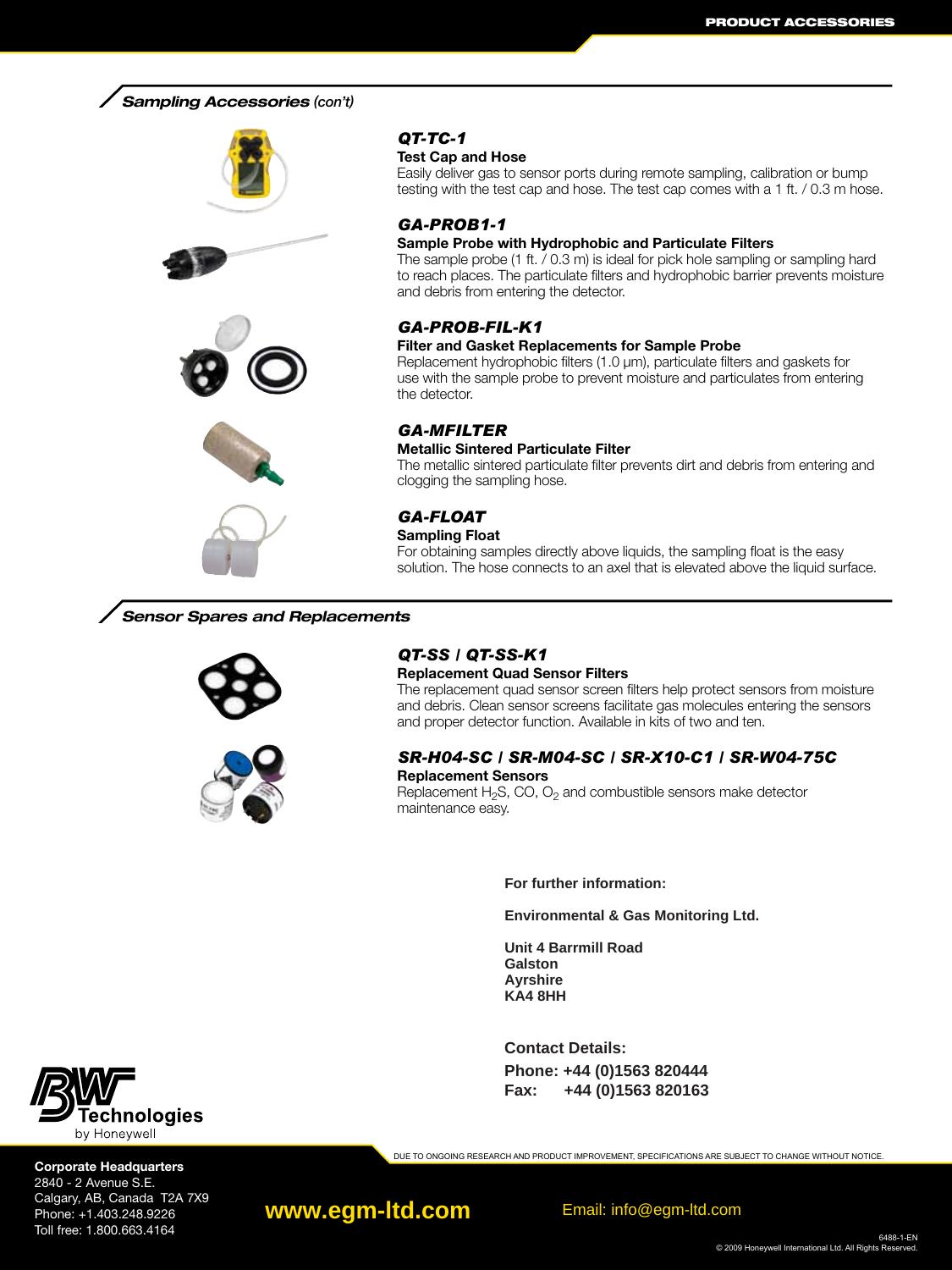## *Sampling Accessories* (con't)

### *QT-TC-1*

**Test Cap and Hose**

Easily deliver gas to sensor ports during remote sampling, calibration or bump testing with the test cap and hose. The test cap comes with a 1 ft. / 0.3 m hose.

### *GA-PROB1-1*

**Sample Probe with Hydrophobic and Particulate Filters**

The sample probe (1 ft. / 0.3 m) is ideal for pick hole sampling or sampling hard to reach places. The particulate filters and hydrophobic barrier prevents moisture and debris from entering the detector.

### *GA-PROB-FIL-K1*

**Filter and Gasket Replacements for Sample Probe**

Replacement hydrophobic filters (1.0 µm), particulate filters and gaskets for use with the sample probe to prevent moisture and particulates from entering the detector.

### *GA-MFILTER*

**Metallic Sintered Particulate Filter**

The metallic sintered particulate filter prevents dirt and debris from entering and clogging the sampling hose.

### *GA-FLOAT*

**Sampling Float**

For obtaining samples directly above liquids, the sampling float is the easy solution. The hose connects to an axel that is elevated above the liquid surface.

## *Sensor Spares and Replacements*

### *QT-SS / QT-SS-K1*

**Replacement Quad Sensor Filters**

The replacement quad sensor screen filters help protect sensors from moisture and debris. Clean sensor screens facilitate gas molecules entering the sensors and proper detector function. Available in kits of two and ten.

### *SR-H04-SC / SR-M04-SC / SR-X10-C1 / SR-W04-75C*

**Replacement Sensors**

Replacement $H_2S$, CO, $O_2$ and combustible sensors make detector maintenance easy.

**For further information:**

**Environmental & Gas Monitoring Ltd.**

**Unit 4 Barrmill Road**
**Galston**
**Ayrshire**
**KA4 8HH**

**Contact Details:**

**Phone: +44 (0)1563 820444**
**Fax: +44 (0)1563 820163**

BW Technologies by Honeywell

DUE TO ONGOING RESEARCH AND PRODUCT IMPROVEMENT, SPECIFICATIONS ARE SUBJECT TO CHANGE WITHOUT NOTICE.

**Corporate Headquarters**
2840 - 2 Avenue S.E.
Calgary, AB, Canada T2A 7X9
Phone: +1.403.248.9226
Toll free: 1.800.663.4164

**www.egm-ltd.com**

Email: info@egm-ltd.com

6488-1-EN
© 2009 Honeywell International Ltd. All Rights Reserved.